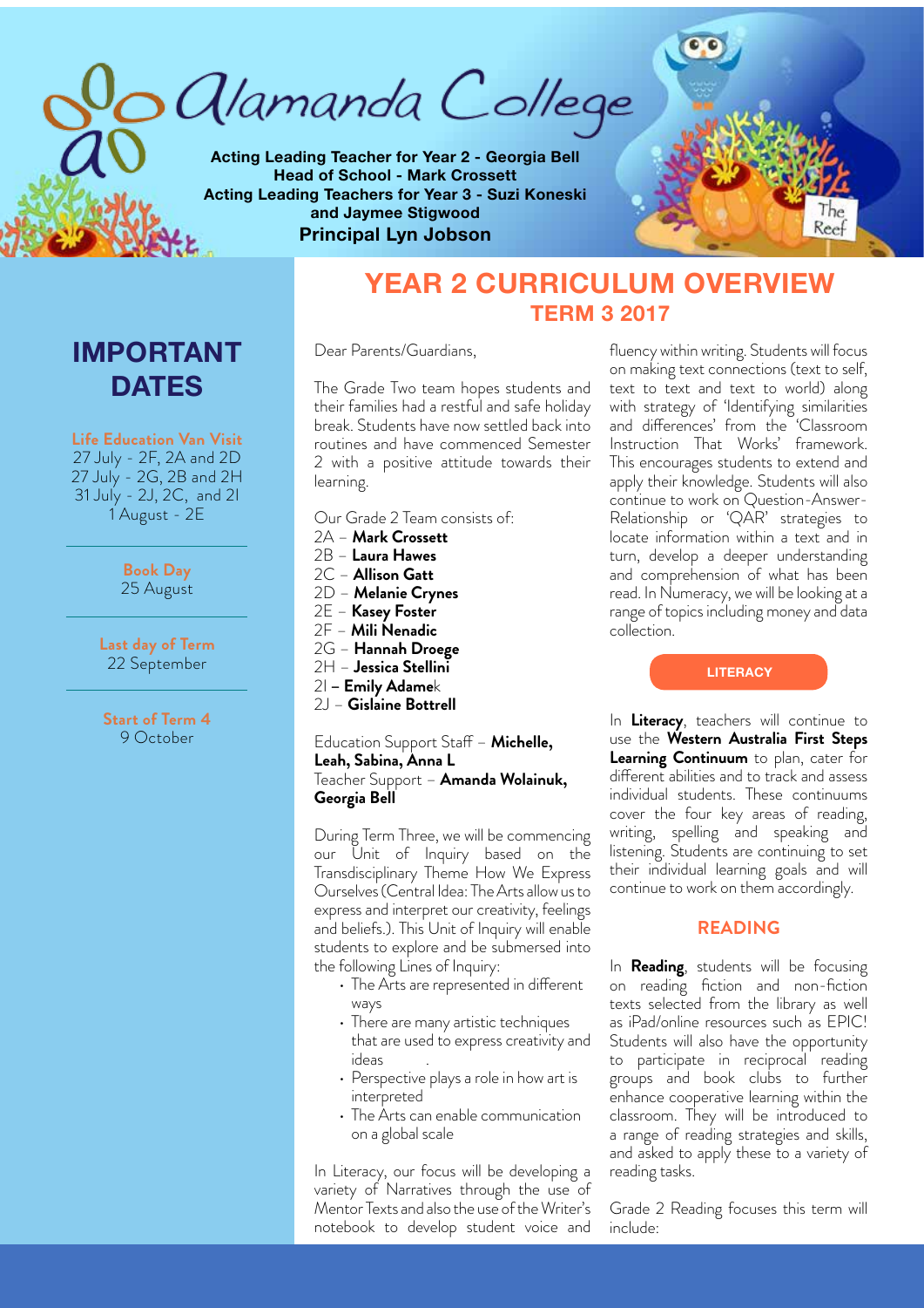# Alamanda College

**Acting Leading Teacher for Year 2 - Georgia Bell**
**Head of School - Mark Crossett**
**Acting Leading Teachers for Year 3 - Suzi Koneski and Jaymee Stigwood**
**Principal Lyn Jobson**

## YEAR 2 CURRICULUM OVERVIEW
### TERM 3 2017

## IMPORTANT DATES

**Life Education Van Visit**
27 July - 2F, 2A and 2D
27 July - 2G, 2B and 2H
31 July - 2J, 2C, and 2I
1 August - 2E

**Book Day**
25 August

**Last day of Term**
22 September

**Start of Term 4**
9 October

Dear Parents/Guardians,

The Grade Two team hopes students and their families had a restful and safe holiday break. Students have now settled back into routines and have commenced Semester 2 with a positive attitude towards their learning.

Our Grade 2 Team consists of:

2A – **Mark Crossett**
2B – **Laura Hawes**
2C – **Allison Gatt**
2D – **Melanie Crynes**
2E – **Kasey Foster**
2F – **Mili Nenadic**
2G – **Hannah Droege**
2H – **Jessica Stellini**
2I **– Emily Adame**k
2J – **Gislaine Bottrell**

Education Support Staff – **Michelle, Leah, Sabina, Anna L**
Teacher Support – **Amanda Wolainuk, Georgia Bell**

During Term Three, we will be commencing our Unit of Inquiry based on the Transdisciplinary Theme How We Express Ourselves (Central Idea: The Arts allow us to express and interpret our creativity, feelings and beliefs.). This Unit of Inquiry will enable students to explore and be submersed into the following Lines of Inquiry:

- The Arts are represented in different ways
- There are many artistic techniques that are used to express creativity and ideas
- Perspective plays a role in how art is interpreted
- The Arts can enable communication on a global scale

In Literacy, our focus will be developing a variety of Narratives through the use of Mentor Texts and also the use of the Writer's notebook to develop student voice and fluency within writing. Students will focus on making text connections (text to self, text to text and text to world) along with strategy of 'Identifying similarities and differences' from the 'Classroom Instruction That Works' framework. This encourages students to extend and apply their knowledge. Students will also continue to work on Question-Answer-Relationship or 'QAR' strategies to locate information within a text and in turn, develop a deeper understanding and comprehension of what has been read. In Numeracy, we will be looking at a range of topics including money and data collection.

### LITERACY

In **Literacy**, teachers will continue to use the **Western Australia First Steps Learning Continuum** to plan, cater for different abilities and to track and assess individual students. These continuums cover the four key areas of reading, writing, spelling and speaking and listening. Students are continuing to set their individual learning goals and will continue to work on them accordingly.

### READING

In **Reading**, students will be focusing on reading fiction and non-fiction texts selected from the library as well as iPad/online resources such as EPIC! Students will also have the opportunity to participate in reciprocal reading groups and book clubs to further enhance cooperative learning within the classroom. They will be introduced to a range of reading strategies and skills, and asked to apply these to a variety of reading tasks.

Grade 2 Reading focuses this term will include: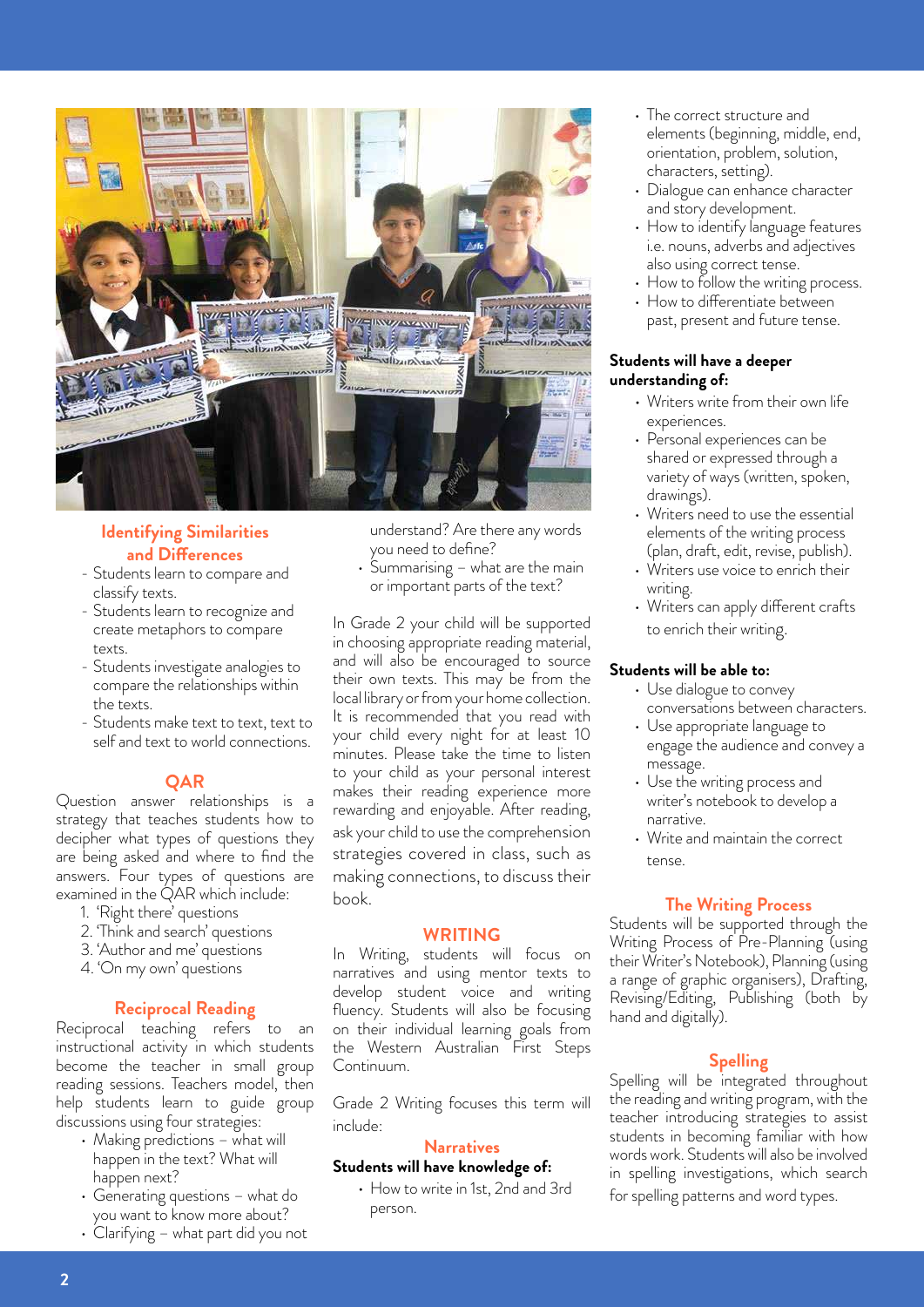## Identifying Similarities and Differences

- Students learn to compare and classify texts.
- Students learn to recognize and create metaphors to compare texts.
- Students investigate analogies to compare the relationships within the texts.
- Students make text to text, text to self and text to world connections.

## QAR

Question answer relationships is a strategy that teaches students how to decipher what types of questions they are being asked and where to find the answers. Four types of questions are examined in the QAR which include:

1. 'Right there' questions
2. 'Think and search' questions
3. 'Author and me' questions
4. 'On my own' questions

## Reciprocal Reading

Reciprocal teaching refers to an instructional activity in which students become the teacher in small group reading sessions. Teachers model, then help students learn to guide group discussions using four strategies:

- Making predictions – what will happen in the text? What will happen next?
- Generating questions – what do you want to know more about?
- Clarifying – what part did you not understand? Are there any words you need to define?
- Summarising – what are the main or important parts of the text?

In Grade 2 your child will be supported in choosing appropriate reading material, and will also be encouraged to source their own texts. This may be from the local library or from your home collection. It is recommended that you read with your child every night for at least 10 minutes. Please take the time to listen to your child as your personal interest makes their reading experience more rewarding and enjoyable. After reading, ask your child to use the comprehension strategies covered in class, such as making connections, to discuss their book.

## WRITING

In Writing, students will focus on narratives and using mentor texts to develop student voice and writing fluency. Students will also be focusing on their individual learning goals from the Western Australian First Steps Continuum.

Grade 2 Writing focuses this term will include:

### Narratives

**Students will have knowledge of:**

- How to write in 1st, 2nd and 3rd person.
- The correct structure and elements (beginning, middle, end, orientation, problem, solution, characters, setting).
- Dialogue can enhance character and story development.
- How to identify language features i.e. nouns, adverbs and adjectives also using correct tense.
- How to follow the writing process.
- How to differentiate between past, present and future tense.

**Students will have a deeper understanding of:**

- Writers write from their own life experiences.
- Personal experiences can be shared or expressed through a variety of ways (written, spoken, drawings).
- Writers need to use the essential elements of the writing process (plan, draft, edit, revise, publish).
- Writers use voice to enrich their writing.
- Writers can apply different crafts to enrich their writing.

**Students will be able to:**

- Use dialogue to convey conversations between characters.
- Use appropriate language to engage the audience and convey a message.
- Use the writing process and writer's notebook to develop a narrative.
- Write and maintain the correct tense.

## The Writing Process

Students will be supported through the Writing Process of Pre-Planning (using their Writer's Notebook), Planning (using a range of graphic organisers), Drafting, Revising/Editing, Publishing (both by hand and digitally).

## Spelling

Spelling will be integrated throughout the reading and writing program, with the teacher introducing strategies to assist students in becoming familiar with how words work. Students will also be involved in spelling investigations, which search for spelling patterns and word types.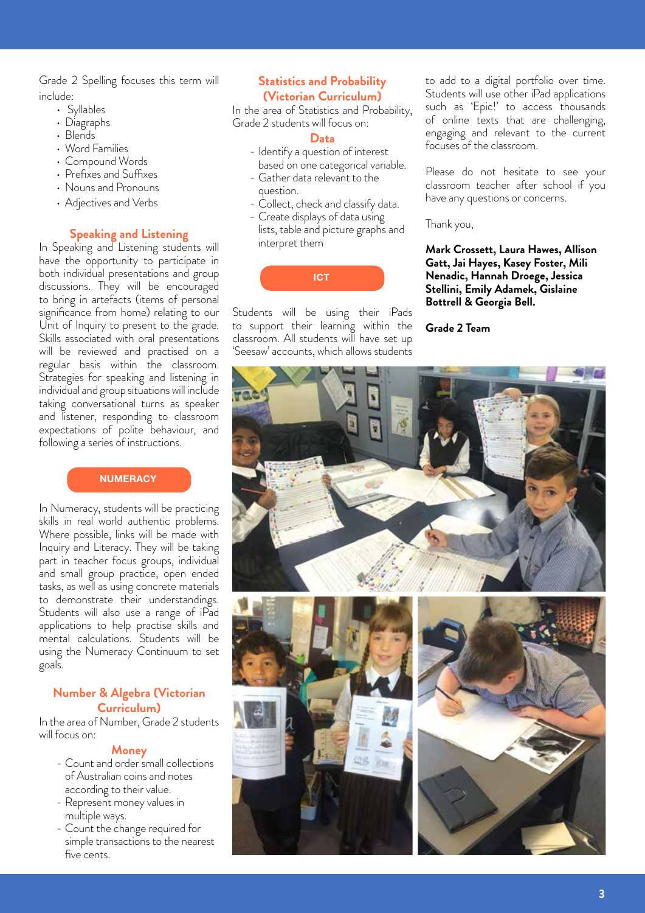Grade 2 Spelling focuses this term will include:

- Syllables
- Diagraphs
- Blends
- Word Families
- Compound Words
- Prefixes and Suffixes
- Nouns and Pronouns
- Adjectives and Verbs

## Speaking and Listening

In Speaking and Listening students will have the opportunity to participate in both individual presentations and group discussions. They will be encouraged to bring in artefacts (items of personal significance from home) relating to our Unit of Inquiry to present to the grade. Skills associated with oral presentations will be reviewed and practised on a regular basis within the classroom. Strategies for speaking and listening in individual and group situations will include taking conversational turns as speaker and listener, responding to classroom expectations of polite behaviour, and following a series of instructions.

## NUMERACY

In Numeracy, students will be practicing skills in real world authentic problems. Where possible, links will be made with Inquiry and Literacy. They will be taking part in teacher focus groups, individual and small group practice, open ended tasks, as well as using concrete materials to demonstrate their understandings. Students will also use a range of iPad applications to help practise skills and mental calculations. Students will be using the Numeracy Continuum to set goals.

### Number & Algebra (Victorian Curriculum)

In the area of Number, Grade 2 students will focus on:

#### Money

- Count and order small collections of Australian coins and notes according to their value.
- Represent money values in multiple ways.
- Count the change required for simple transactions to the nearest five cents.

### Statistics and Probability (Victorian Curriculum)

In the area of Statistics and Probability, Grade 2 students will focus on:

#### Data

- Identify a question of interest based on one categorical variable.
- Gather data relevant to the question.
- Collect, check and classify data.
- Create displays of data using lists, table and picture graphs and interpret them

## ICT

Students will be using their iPads to support their learning within the classroom. All students will have set up 'Seesaw' accounts, which allows students to add to a digital portfolio over time. Students will use other iPad applications such as 'Epic!' to access thousands of online texts that are challenging, engaging and relevant to the current focuses of the classroom.

Please do not hesitate to see your classroom teacher after school if you have any questions or concerns.

Thank you,

**Mark Crossett, Laura Hawes, Allison Gatt, Jai Hayes, Kasey Foster, Mili Nenadic, Hannah Droege, Jessica Stellini, Emily Adamek, Gislaine Bottrell & Georgia Bell.**

**Grade 2 Team**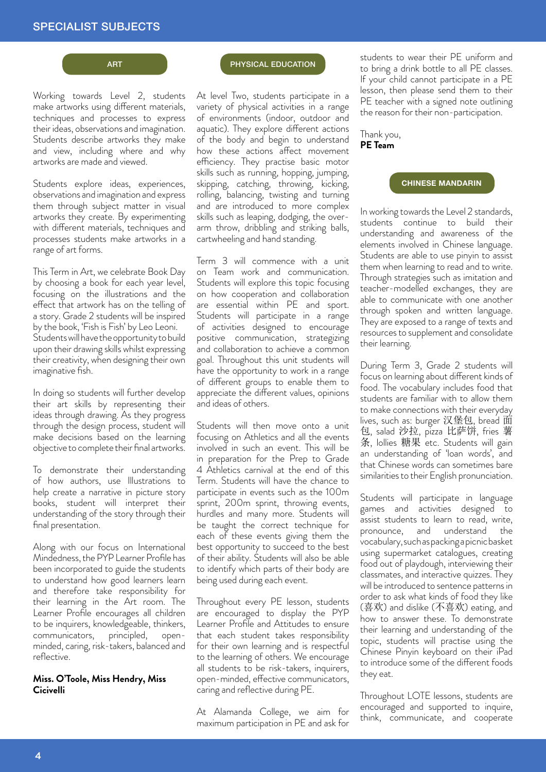# SPECIALIST SUBJECTS

## ART

Working towards Level 2, students make artworks using different materials, techniques and processes to express their ideas, observations and imagination. Students describe artworks they make and view, including where and why artworks are made and viewed.

Students explore ideas, experiences, observations and imagination and express them through subject matter in visual artworks they create. By experimenting with different materials, techniques and processes students make artworks in a range of art forms.

This Term in Art, we celebrate Book Day by choosing a book for each year level, focusing on the illustrations and the effect that artwork has on the telling of a story. Grade 2 students will be inspired by the book, 'Fish is Fish' by Leo Leoni. Students will have the opportunity to build upon their drawing skills whilst expressing their creativity, when designing their own imaginative fish.

In doing so students will further develop their art skills by representing their ideas through drawing. As they progress through the design process, student will make decisions based on the learning objective to complete their final artworks.

To demonstrate their understanding of how authors, use Illustrations to help create a narrative in picture story books, student will interpret their understanding of the story through their final presentation.

Along with our focus on International Mindedness, the PYP Learner Profile has been incorporated to guide the students to understand how good learners learn and therefore take responsibility for their learning in the Art room. The Learner Profile encourages all children to be inquirers, knowledgeable, thinkers, communicators, principled, open-minded, caring, risk-takers, balanced and reflective.

**Miss. O'Toole, Miss Hendry, Miss Cicivelli**

## PHYSICAL EDUCATION

At level Two, students participate in a variety of physical activities in a range of environments (indoor, outdoor and aquatic). They explore different actions of the body and begin to understand how these actions affect movement efficiency. They practise basic motor skills such as running, hopping, jumping, skipping, catching, throwing, kicking, rolling, balancing, twisting and turning and are introduced to more complex skills such as leaping, dodging, the over-arm throw, dribbling and striking balls, cartwheeling and hand standing.

Term 3 will commence with a unit on Team work and communication. Students will explore this topic focusing on how cooperation and collaboration are essential within PE and sport. Students will participate in a range of activities designed to encourage positive communication, strategizing and collaboration to achieve a common goal. Throughout this unit students will have the opportunity to work in a range of different groups to enable them to appreciate the different values, opinions and ideas of others.

Students will then move onto a unit focusing on Athletics and all the events involved in such an event. This will be in preparation for the Prep to Grade 4 Athletics carnival at the end of this Term. Students will have the chance to participate in events such as the 100m sprint, 200m sprint, throwing events, hurdles and many more. Students will be taught the correct technique for each of these events giving them the best opportunity to succeed to the best of their ability. Students will also be able to identify which parts of their body are being used during each event.

Throughout every PE lesson, students are encouraged to display the PYP Learner Profile and Attitudes to ensure that each student takes responsibility for their own learning and is respectful to the learning of others. We encourage all students to be risk-takers, inquirers, open-minded, effective communicators, caring and reflective during PE.

At Alamanda College, we aim for maximum participation in PE and ask for students to wear their PE uniform and to bring a drink bottle to all PE classes. If your child cannot participate in a PE lesson, then please send them to their PE teacher with a signed note outlining the reason for their non-participation.

Thank you,
**PE Team**

## CHINESE MANDARIN

In working towards the Level 2 standards, students continue to build their understanding and awareness of the elements involved in Chinese language. Students are able to use pinyin to assist them when learning to read and to write. Through strategies such as imitation and teacher-modelled exchanges, they are able to communicate with one another through spoken and written language. They are exposed to a range of texts and resources to supplement and consolidate their learning.

During Term 3, Grade 2 students will focus on learning about different kinds of food. The vocabulary includes food that students are familiar with to allow them to make connections with their everyday lives, such as: burger 汉堡包, bread 面包, salad 沙拉, pizza 比萨饼, fries 薯条, lollies 糖果 etc. Students will gain an understanding of 'loan words', and that Chinese words can sometimes bare similarities to their English pronunciation.

Students will participate in language games and activities designed to assist students to learn to read, write, pronounce, and understand the vocabulary, such as packing a picnic basket using supermarket catalogues, creating food out of playdough, interviewing their classmates, and interactive quizzes. They will be introduced to sentence patterns in order to ask what kinds of food they like (喜欢) and dislike (不喜欢) eating, and how to answer these. To demonstrate their learning and understanding of the topic, students will practise using the Chinese Pinyin keyboard on their iPad to introduce some of the different foods they eat.

Throughout LOTE lessons, students are encouraged and supported to inquire, think, communicate, and cooperate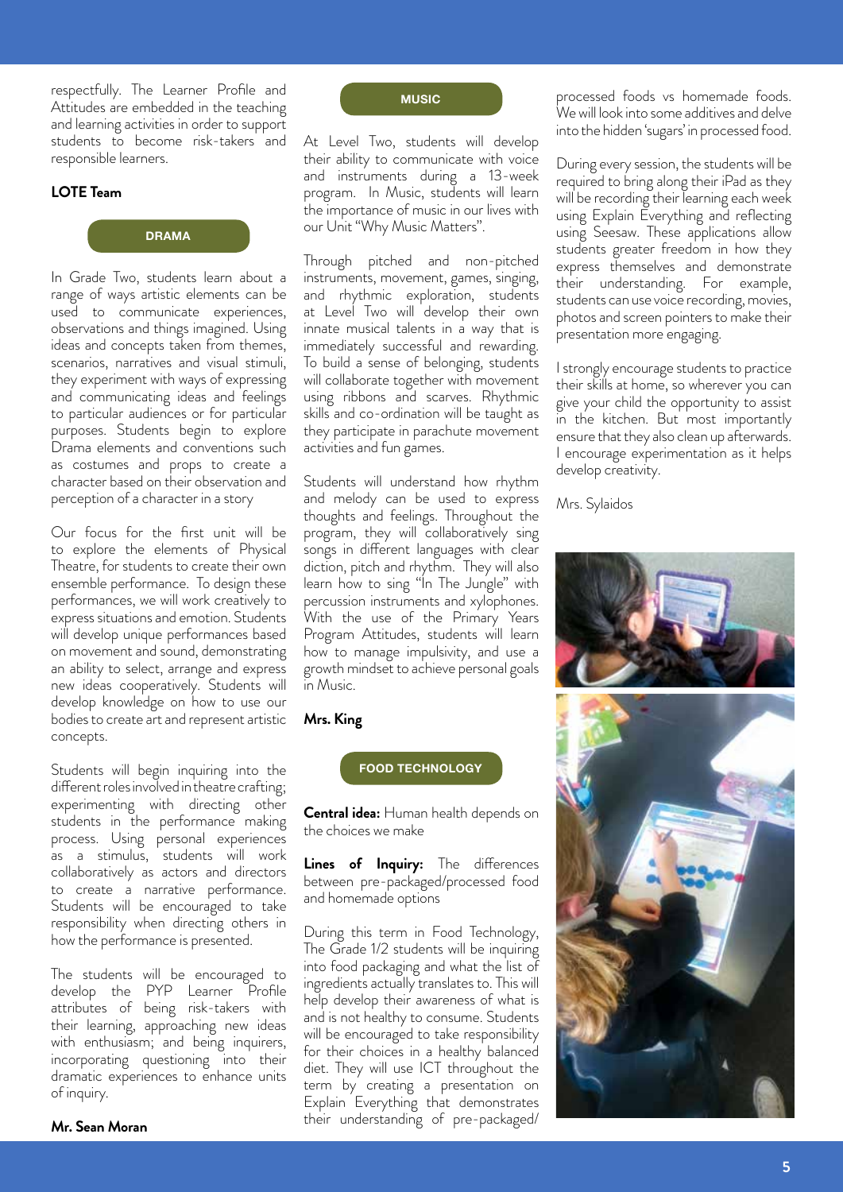respectfully. The Learner Profile and Attitudes are embedded in the teaching and learning activities in order to support students to become risk-takers and responsible learners.

**LOTE Team**

## DRAMA

In Grade Two, students learn about a range of ways artistic elements can be used to communicate experiences, observations and things imagined. Using ideas and concepts taken from themes, scenarios, narratives and visual stimuli, they experiment with ways of expressing and communicating ideas and feelings to particular audiences or for particular purposes. Students begin to explore Drama elements and conventions such as costumes and props to create a character based on their observation and perception of a character in a story

Our focus for the first unit will be to explore the elements of Physical Theatre, for students to create their own ensemble performance. To design these performances, we will work creatively to express situations and emotion. Students will develop unique performances based on movement and sound, demonstrating an ability to select, arrange and express new ideas cooperatively. Students will develop knowledge on how to use our bodies to create art and represent artistic concepts.

Students will begin inquiring into the different roles involved in theatre crafting; experimenting with directing other students in the performance making process. Using personal experiences as a stimulus, students will work collaboratively as actors and directors to create a narrative performance. Students will be encouraged to take responsibility when directing others in how the performance is presented.

The students will be encouraged to develop the PYP Learner Profile attributes of being risk-takers with their learning, approaching new ideas with enthusiasm; and being inquirers, incorporating questioning into their dramatic experiences to enhance units of inquiry.

**Mr. Sean Moran**

## MUSIC

At Level Two, students will develop their ability to communicate with voice and instruments during a 13-week program. In Music, students will learn the importance of music in our lives with our Unit "Why Music Matters".

Through pitched and non-pitched instruments, movement, games, singing, and rhythmic exploration, students at Level Two will develop their own innate musical talents in a way that is immediately successful and rewarding. To build a sense of belonging, students will collaborate together with movement using ribbons and scarves. Rhythmic skills and co-ordination will be taught as they participate in parachute movement activities and fun games.

Students will understand how rhythm and melody can be used to express thoughts and feelings. Throughout the program, they will collaboratively sing songs in different languages with clear diction, pitch and rhythm. They will also learn how to sing "In The Jungle" with percussion instruments and xylophones. With the use of the Primary Years Program Attitudes, students will learn how to manage impulsivity, and use a growth mindset to achieve personal goals in Music.

**Mrs. King**

## FOOD TECHNOLOGY

**Central idea:** Human health depends on the choices we make

**Lines of Inquiry:** The differences between pre-packaged/processed food and homemade options

During this term in Food Technology, The Grade 1/2 students will be inquiring into food packaging and what the list of ingredients actually translates to. This will help develop their awareness of what is and is not healthy to consume. Students will be encouraged to take responsibility for their choices in a healthy balanced diet. They will use ICT throughout the term by creating a presentation on Explain Everything that demonstrates their understanding of pre-packaged/processed foods vs homemade foods. We will look into some additives and delve into the hidden 'sugars' in processed food.

During every session, the students will be required to bring along their iPad as they will be recording their learning each week using Explain Everything and reflecting using Seesaw. These applications allow students greater freedom in how they express themselves and demonstrate their understanding. For example, students can use voice recording, movies, photos and screen pointers to make their presentation more engaging.

I strongly encourage students to practice their skills at home, so wherever you can give your child the opportunity to assist in the kitchen. But most importantly ensure that they also clean up afterwards. I encourage experimentation as it helps develop creativity.

Mrs. Sylaidos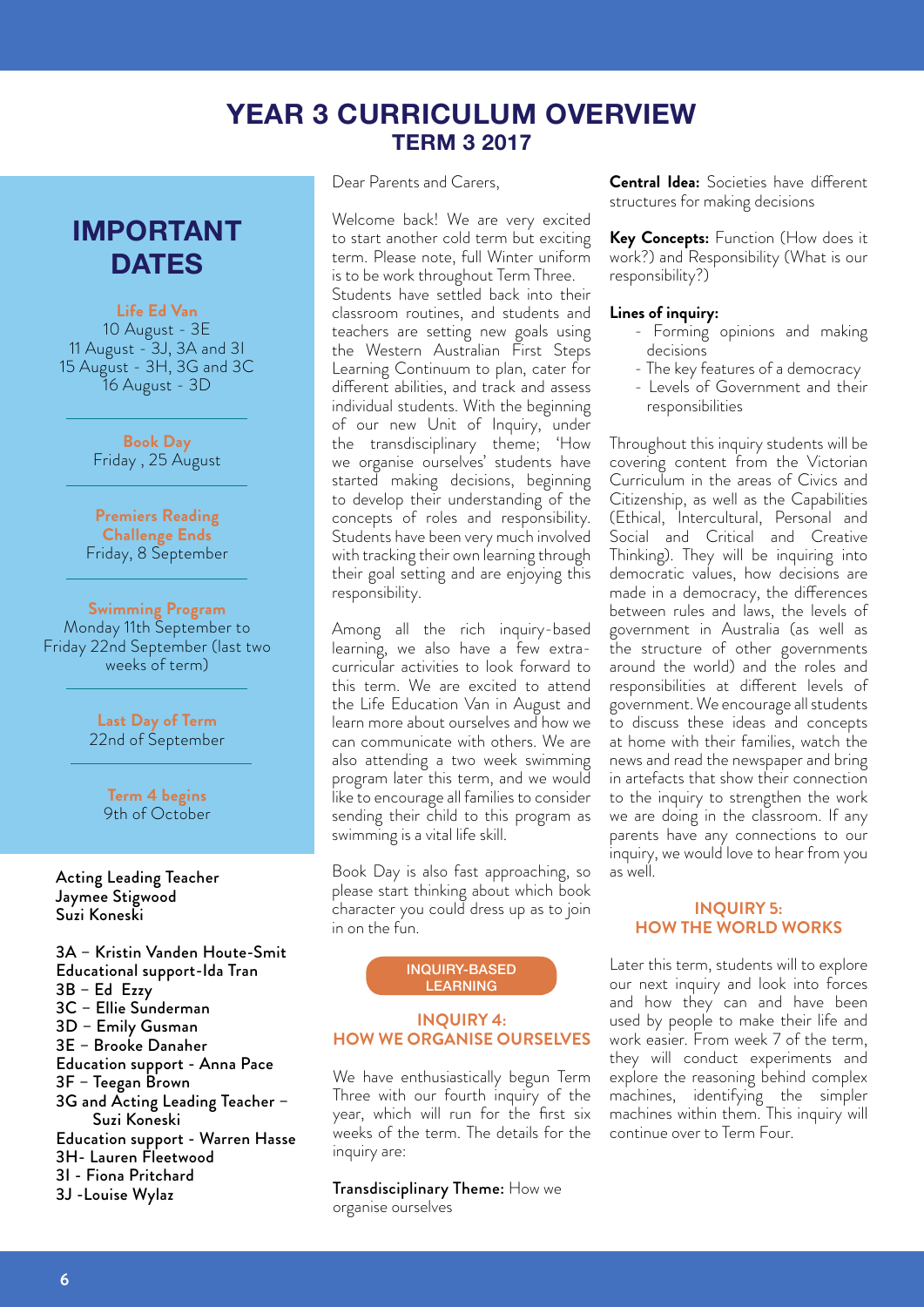# YEAR 3 CURRICULUM OVERVIEW

## TERM 3 2017

## IMPORTANT DATES

**Life Ed Van**
10 August - 3E
11 August - 3J, 3A and 3I
15 August - 3H, 3G and 3C
16 August - 3D

**Book Day**
Friday , 25 August

**Premiers Reading Challenge Ends**
Friday, 8 September

**Swimming Program**
Monday 11th September to Friday 22nd September (last two weeks of term)

**Last Day of Term**
22nd of September

**Term 4 begins**
9th of October

Acting Leading Teacher
Jaymee Stigwood
Suzi Koneski

3A – Kristin Vanden Houte-Smit
Educational support-Ida Tran
3B – Ed Ezzy
3C – Ellie Sunderman
3D – Emily Gusman
3E – Brooke Danaher
Education support - Anna Pace
3F – Teegan Brown
3G and Acting Leading Teacher – Suzi Koneski
Education support - Warren Hasse
3H- Lauren Fleetwood
3I - Fiona Pritchard
3J -Louise Wylaz

Dear Parents and Carers,

Welcome back! We are very excited to start another cold term but exciting term. Please note, full Winter uniform is to be work throughout Term Three. Students have settled back into their classroom routines, and students and teachers are setting new goals using the Western Australian First Steps Learning Continuum to plan, cater for different abilities, and track and assess individual students. With the beginning of our new Unit of Inquiry, under the transdisciplinary theme; 'How we organise ourselves' students have started making decisions, beginning to develop their understanding of the concepts of roles and responsibility. Students have been very much involved with tracking their own learning through their goal setting and are enjoying this responsibility.

Among all the rich inquiry-based learning, we also have a few extra-curricular activities to look forward to this term. We are excited to attend the Life Education Van in August and learn more about ourselves and how we can communicate with others. We are also attending a two week swimming program later this term, and we would like to encourage all families to consider sending their child to this program as swimming is a vital life skill.

Book Day is also fast approaching, so please start thinking about which book character you could dress up as to join in on the fun.

### INQUIRY-BASED LEARNING

### INQUIRY 4: HOW WE ORGANISE OURSELVES

We have enthusiastically begun Term Three with our fourth inquiry of the year, which will run for the first six weeks of the term. The details for the inquiry are:

**Transdisciplinary Theme:** How we organise ourselves

**Central Idea:** Societies have different structures for making decisions

**Key Concepts:** Function (How does it work?) and Responsibility (What is our responsibility?)

**Lines of inquiry:**

- Forming opinions and making decisions
- The key features of a democracy
- Levels of Government and their responsibilities

Throughout this inquiry students will be covering content from the Victorian Curriculum in the areas of Civics and Citizenship, as well as the Capabilities (Ethical, Intercultural, Personal and Social and Critical and Creative Thinking). They will be inquiring into democratic values, how decisions are made in a democracy, the differences between rules and laws, the levels of government in Australia (as well as the structure of other governments around the world) and the roles and responsibilities at different levels of government. We encourage all students to discuss these ideas and concepts at home with their families, watch the news and read the newspaper and bring in artefacts that show their connection to the inquiry to strengthen the work we are doing in the classroom. If any parents have any connections to our inquiry, we would love to hear from you as well.

### INQUIRY 5: HOW THE WORLD WORKS

Later this term, students will to explore our next inquiry and look into forces and how they can and have been used by people to make their life and work easier. From week 7 of the term, they will conduct experiments and explore the reasoning behind complex machines, identifying the simpler machines within them. This inquiry will continue over to Term Four.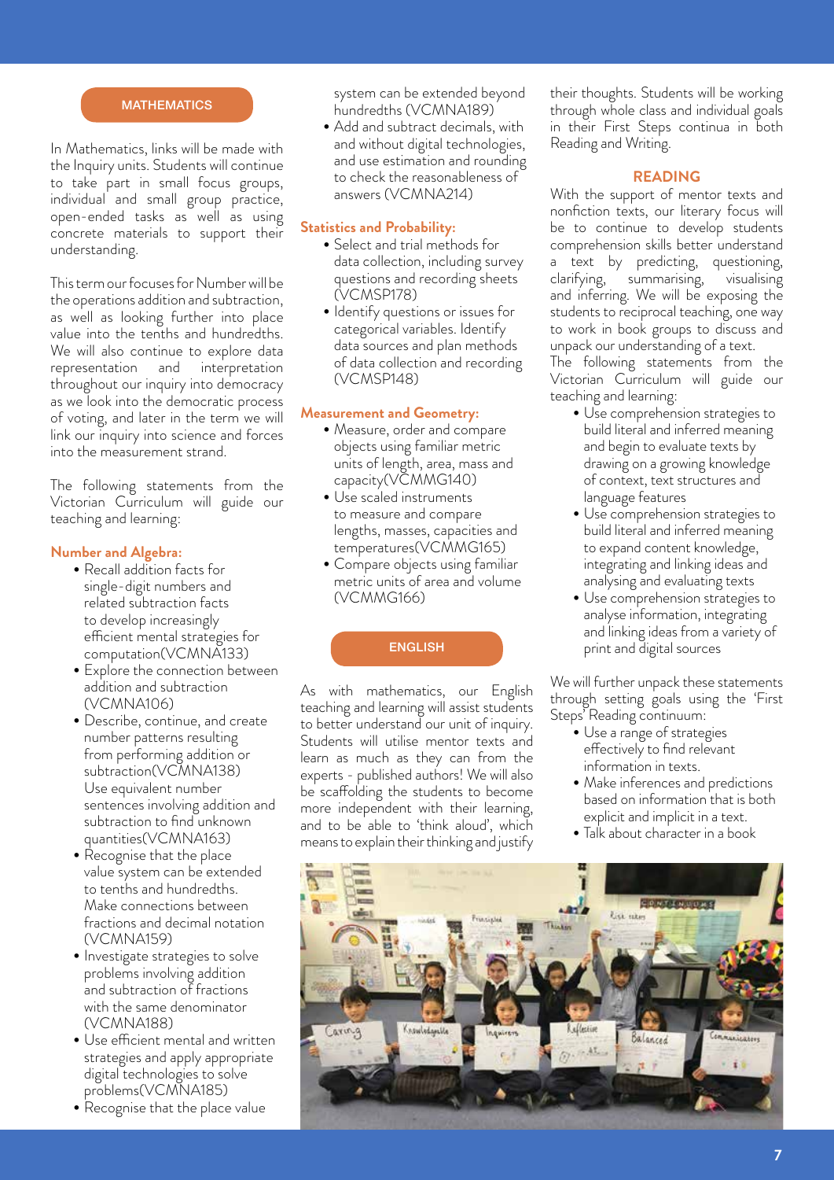## MATHEMATICS

In Mathematics, links will be made with the Inquiry units. Students will continue to take part in small focus groups, individual and small group practice, open-ended tasks as well as using concrete materials to support their understanding.

This term our focuses for Number will be the operations addition and subtraction, as well as looking further into place value into the tenths and hundredths. We will also continue to explore data representation and interpretation throughout our inquiry into democracy as we look into the democratic process of voting, and later in the term we will link our inquiry into science and forces into the measurement strand.

The following statements from the Victorian Curriculum will guide our teaching and learning:

### Number and Algebra:

- Recall addition facts for single-digit numbers and related subtraction facts to develop increasingly efficient mental strategies for computation(VCMNA133)
- Explore the connection between addition and subtraction (VCMNA106)
- Describe, continue, and create number patterns resulting from performing addition or subtraction(VCMNA138) Use equivalent number sentences involving addition and subtraction to find unknown quantities(VCMNA163)
- Recognise that the place value system can be extended to tenths and hundredths. Make connections between fractions and decimal notation (VCMNA159)
- Investigate strategies to solve problems involving addition and subtraction of fractions with the same denominator (VCMNA188)
- Use efficient mental and written strategies and apply appropriate digital technologies to solve problems(VCMNA185)
- Recognise that the place value system can be extended beyond hundredths (VCMNA189)
- Add and subtract decimals, with and without digital technologies, and use estimation and rounding to check the reasonableness of answers (VCMNA214)

### Statistics and Probability:

- Select and trial methods for data collection, including survey questions and recording sheets (VCMSP178)
- Identify questions or issues for categorical variables. Identify data sources and plan methods of data collection and recording (VCMSP148)

### Measurement and Geometry:

- Measure, order and compare objects using familiar metric units of length, area, mass and capacity(VCMMG140)
- Use scaled instruments to measure and compare lengths, masses, capacities and temperatures(VCMMG165)
- Compare objects using familiar metric units of area and volume (VCMMG166)

## ENGLISH

As with mathematics, our English teaching and learning will assist students to better understand our unit of inquiry. Students will utilise mentor texts and learn as much as they can from the experts - published authors! We will also be scaffolding the students to become more independent with their learning, and to be able to 'think aloud', which means to explain their thinking and justify their thoughts. Students will be working through whole class and individual goals in their First Steps continua in both Reading and Writing.

### READING

With the support of mentor texts and nonfiction texts, our literary focus will be to continue to develop students comprehension skills better understand a text by predicting, questioning, clarifying, summarising, visualising and inferring. We will be exposing the students to reciprocal teaching, one way to work in book groups to discuss and unpack our understanding of a text.
The following statements from the Victorian Curriculum will guide our teaching and learning:

- Use comprehension strategies to build literal and inferred meaning and begin to evaluate texts by drawing on a growing knowledge of context, text structures and language features
- Use comprehension strategies to build literal and inferred meaning to expand content knowledge, integrating and linking ideas and analysing and evaluating texts
- Use comprehension strategies to analyse information, integrating and linking ideas from a variety of print and digital sources

We will further unpack these statements through setting goals using the 'First Steps' Reading continuum:

- Use a range of strategies effectively to find relevant information in texts.
- Make inferences and predictions based on information that is both explicit and implicit in a text.
- Talk about character in a book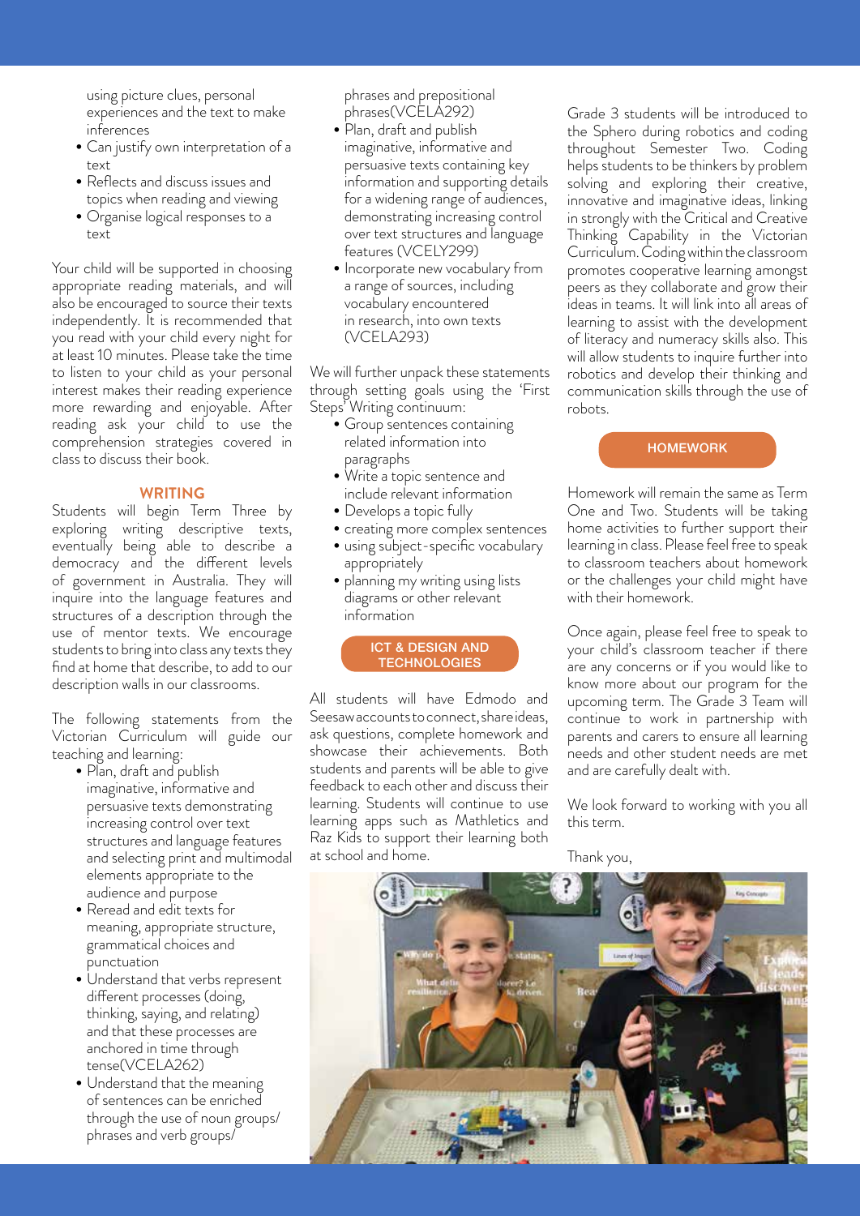using picture clues, personal experiences and the text to make inferences

- Can justify own interpretation of a text
- Reflects and discuss issues and topics when reading and viewing
- Organise logical responses to a text

Your child will be supported in choosing appropriate reading materials, and will also be encouraged to source their texts independently. It is recommended that you read with your child every night for at least 10 minutes. Please take the time to listen to your child as your personal interest makes their reading experience more rewarding and enjoyable. After reading ask your child to use the comprehension strategies covered in class to discuss their book.

## WRITING

Students will begin Term Three by exploring writing descriptive texts, eventually being able to describe a democracy and the different levels of government in Australia. They will inquire into the language features and structures of a description through the use of mentor texts. We encourage students to bring into class any texts they find at home that describe, to add to our description walls in our classrooms.

The following statements from the Victorian Curriculum will guide our teaching and learning:

- Plan, draft and publish imaginative, informative and persuasive texts demonstrating increasing control over text structures and language features and selecting print and multimodal elements appropriate to the audience and purpose
- Reread and edit texts for meaning, appropriate structure, grammatical choices and punctuation
- Understand that verbs represent different processes (doing, thinking, saying, and relating) and that these processes are anchored in time through tense(VCELA262)
- Understand that the meaning of sentences can be enriched through the use of noun groups/ phrases and verb groups/ phrases and prepositional phrases(VCELA292)
- Plan, draft and publish imaginative, informative and persuasive texts containing key information and supporting details for a widening range of audiences, demonstrating increasing control over text structures and language features (VCELY299)
- Incorporate new vocabulary from a range of sources, including vocabulary encountered in research, into own texts (VCELA293)

We will further unpack these statements through setting goals using the 'First Steps' Writing continuum:

- Group sentences containing related information into paragraphs
- Write a topic sentence and include relevant information
- Develops a topic fully
- creating more complex sentences
- using subject-specific vocabulary appropriately
- planning my writing using lists diagrams or other relevant information

## ICT & DESIGN AND TECHNOLOGIES

All students will have Edmodo and Seesaw accounts to connect, share ideas, ask questions, complete homework and showcase their achievements. Both students and parents will be able to give feedback to each other and discuss their learning. Students will continue to use learning apps such as Mathletics and Raz Kids to support their learning both at school and home.

Grade 3 students will be introduced to the Sphero during robotics and coding throughout Semester Two. Coding helps students to be thinkers by problem solving and exploring their creative, innovative and imaginative ideas, linking in strongly with the Critical and Creative Thinking Capability in the Victorian Curriculum. Coding within the classroom promotes cooperative learning amongst peers as they collaborate and grow their ideas in teams. It will link into all areas of learning to assist with the development of literacy and numeracy skills also. This will allow students to inquire further into robotics and develop their thinking and communication skills through the use of robots.

## HOMEWORK

Homework will remain the same as Term One and Two. Students will be taking home activities to further support their learning in class. Please feel free to speak to classroom teachers about homework or the challenges your child might have with their homework.

Once again, please feel free to speak to your child's classroom teacher if there are any concerns or if you would like to know more about our program for the upcoming term. The Grade 3 Team will continue to work in partnership with parents and carers to ensure all learning needs and other student needs are met and are carefully dealt with.

We look forward to working with you all this term.

Thank you,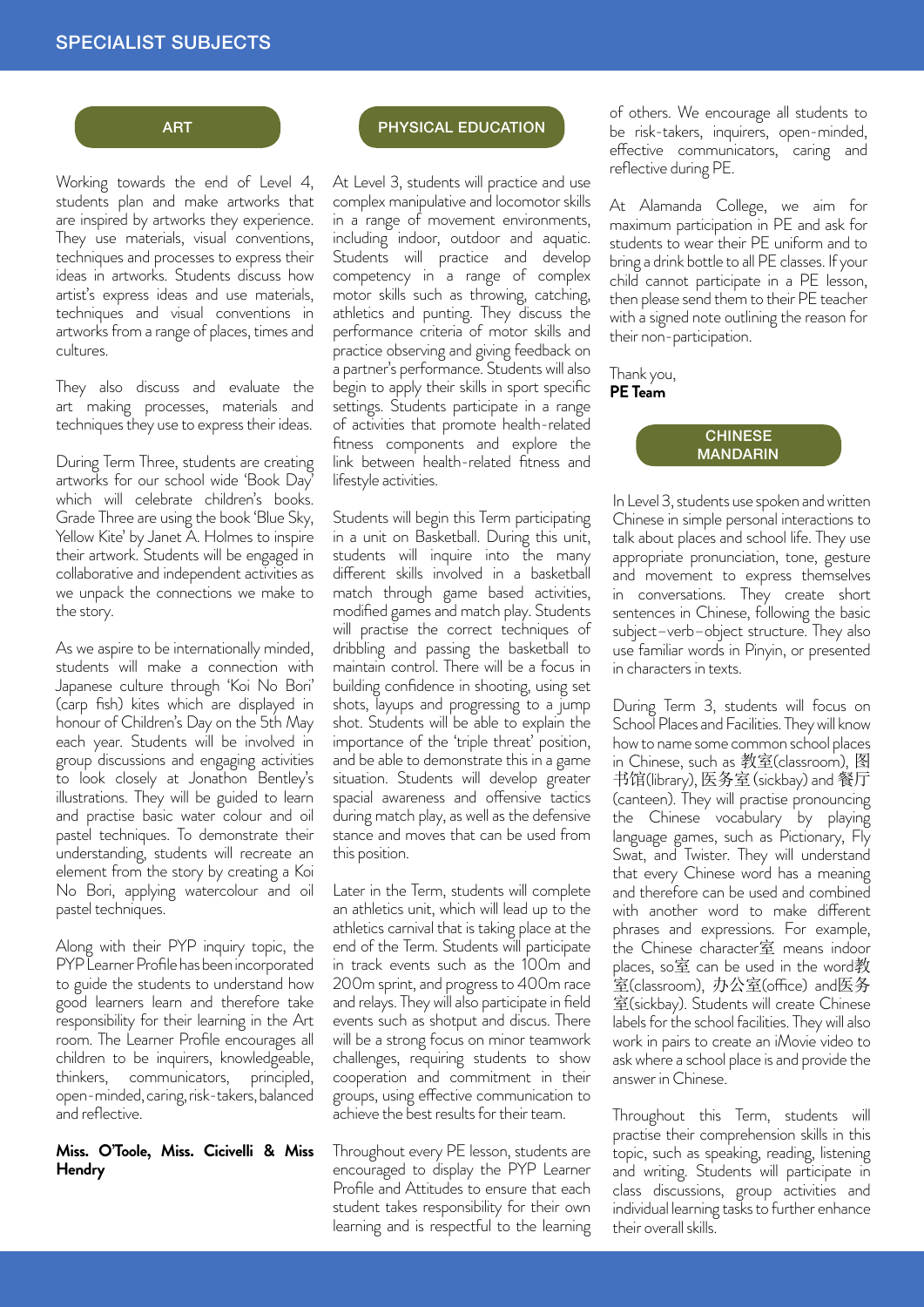# SPECIALIST SUBJECTS

## ART

Working towards the end of Level 4, students plan and make artworks that are inspired by artworks they experience. They use materials, visual conventions, techniques and processes to express their ideas in artworks. Students discuss how artist's express ideas and use materials, techniques and visual conventions in artworks from a range of places, times and cultures.

They also discuss and evaluate the art making processes, materials and techniques they use to express their ideas.

During Term Three, students are creating artworks for our school wide 'Book Day' which will celebrate children's books. Grade Three are using the book 'Blue Sky, Yellow Kite' by Janet A. Holmes to inspire their artwork. Students will be engaged in collaborative and independent activities as we unpack the connections we make to the story.

As we aspire to be internationally minded, students will make a connection with Japanese culture through 'Koi No Bori' (carp fish) kites which are displayed in honour of Children's Day on the 5th May each year. Students will be involved in group discussions and engaging activities to look closely at Jonathon Bentley's illustrations. They will be guided to learn and practise basic water colour and oil pastel techniques. To demonstrate their understanding, students will recreate an element from the story by creating a Koi No Bori, applying watercolour and oil pastel techniques.

Along with their PYP inquiry topic, the PYP Learner Profile has been incorporated to guide the students to understand how good learners learn and therefore take responsibility for their learning in the Art room. The Learner Profile encourages all children to be inquirers, knowledgeable, thinkers, communicators, principled, open-minded, caring, risk-takers, balanced and reflective.

**Miss. O'Toole, Miss. Cicivelli & Miss Hendry**

## PHYSICAL EDUCATION

At Level 3, students will practice and use complex manipulative and locomotor skills in a range of movement environments, including indoor, outdoor and aquatic. Students will practice and develop competency in a range of complex motor skills such as throwing, catching, athletics and punting. They discuss the performance criteria of motor skills and practice observing and giving feedback on a partner's performance. Students will also begin to apply their skills in sport specific settings. Students participate in a range of activities that promote health-related fitness components and explore the link between health-related fitness and lifestyle activities.

Students will begin this Term participating in a unit on Basketball. During this unit, students will inquire into the many different skills involved in a basketball match through game based activities, modified games and match play. Students will practise the correct techniques of dribbling and passing the basketball to maintain control. There will be a focus in building confidence in shooting, using set shots, layups and progressing to a jump shot. Students will be able to explain the importance of the 'triple threat' position, and be able to demonstrate this in a game situation. Students will develop greater spacial awareness and offensive tactics during match play, as well as the defensive stance and moves that can be used from this position.

Later in the Term, students will complete an athletics unit, which will lead up to the athletics carnival that is taking place at the end of the Term. Students will participate in track events such as the 100m and 200m sprint, and progress to 400m race and relays. They will also participate in field events such as shotput and discus. There will be a strong focus on minor teamwork challenges, requiring students to show cooperation and commitment in their groups, using effective communication to achieve the best results for their team.

Throughout every PE lesson, students are encouraged to display the PYP Learner Profile and Attitudes to ensure that each student takes responsibility for their own learning and is respectful to the learning of others. We encourage all students to be risk-takers, inquirers, open-minded, effective communicators, caring and reflective during PE.

At Alamanda College, we aim for maximum participation in PE and ask for students to wear their PE uniform and to bring a drink bottle to all PE classes. If your child cannot participate in a PE lesson, then please send them to their PE teacher with a signed note outlining the reason for their non-participation.

Thank you,
**PE Team**

## CHINESE MANDARIN

In Level 3, students use spoken and written Chinese in simple personal interactions to talk about places and school life. They use appropriate pronunciation, tone, gesture and movement to express themselves in conversations. They create short sentences in Chinese, following the basic subject–verb–object structure. They also use familiar words in Pinyin, or presented in characters in texts.

During Term 3, students will focus on School Places and Facilities. They will know how to name some common school places in Chinese, such as 教室(classroom), 图书馆(library), 医务室(sickbay) and 餐厅(canteen). They will practise pronouncing the Chinese vocabulary by playing language games, such as Pictionary, Fly Swat, and Twister. They will understand that every Chinese word has a meaning and therefore can be used and combined with another word to make different phrases and expressions. For example, the Chinese character室 means indoor places, so室 can be used in the word教室(classroom), 办公室(office) and医务室(sickbay). Students will create Chinese labels for the school facilities. They will also work in pairs to create an iMovie video to ask where a school place is and provide the answer in Chinese.

Throughout this Term, students will practise their comprehension skills in this topic, such as speaking, reading, listening and writing. Students will participate in class discussions, group activities and individual learning tasks to further enhance their overall skills.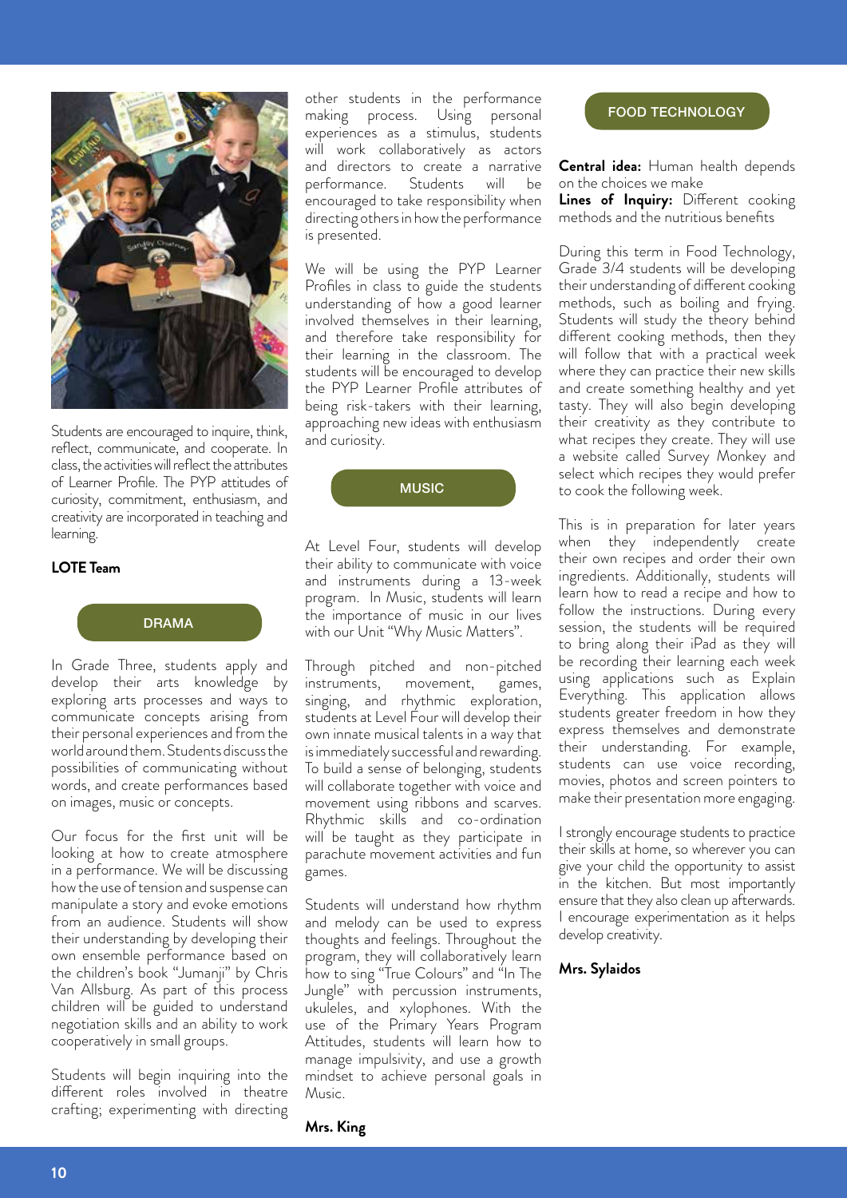Students are encouraged to inquire, think, reflect, communicate, and cooperate. In class, the activities will reflect the attributes of Learner Profile. The PYP attitudes of curiosity, commitment, enthusiasm, and creativity are incorporated in teaching and learning.

**LOTE Team**

## DRAMA

In Grade Three, students apply and develop their arts knowledge by exploring arts processes and ways to communicate concepts arising from their personal experiences and from the world around them. Students discuss the possibilities of communicating without words, and create performances based on images, music or concepts.

Our focus for the first unit will be looking at how to create atmosphere in a performance. We will be discussing how the use of tension and suspense can manipulate a story and evoke emotions from an audience. Students will show their understanding by developing their own ensemble performance based on the children's book "Jumanji" by Chris Van Allsburg. As part of this process children will be guided to understand negotiation skills and an ability to work cooperatively in small groups.

Students will begin inquiring into the different roles involved in theatre crafting; experimenting with directing other students in the performance making process. Using personal experiences as a stimulus, students will work collaboratively as actors and directors to create a narrative performance. Students will be encouraged to take responsibility when directing others in how the performance is presented.

We will be using the PYP Learner Profiles in class to guide the students understanding of how a good learner involved themselves in their learning, and therefore take responsibility for their learning in the classroom. The students will be encouraged to develop the PYP Learner Profile attributes of being risk-takers with their learning, approaching new ideas with enthusiasm and curiosity.

## MUSIC

At Level Four, students will develop their ability to communicate with voice and instruments during a 13-week program. In Music, students will learn the importance of music in our lives with our Unit "Why Music Matters".

Through pitched and non-pitched instruments, movement, games, singing, and rhythmic exploration, students at Level Four will develop their own innate musical talents in a way that is immediately successful and rewarding. To build a sense of belonging, students will collaborate together with voice and movement using ribbons and scarves. Rhythmic skills and co-ordination will be taught as they participate in parachute movement activities and fun games.

Students will understand how rhythm and melody can be used to express thoughts and feelings. Throughout the program, they will collaboratively learn how to sing "True Colours" and "In The Jungle" with percussion instruments, ukuleles, and xylophones. With the use of the Primary Years Program Attitudes, students will learn how to manage impulsivity, and use a growth mindset to achieve personal goals in Music.

**Mrs. King**

## FOOD TECHNOLOGY

**Central idea:** Human health depends on the choices we make
**Lines of Inquiry:** Different cooking methods and the nutritious benefits

During this term in Food Technology, Grade 3/4 students will be developing their understanding of different cooking methods, such as boiling and frying. Students will study the theory behind different cooking methods, then they will follow that with a practical week where they can practice their new skills and create something healthy and yet tasty. They will also begin developing their creativity as they contribute to what recipes they create. They will use a website called Survey Monkey and select which recipes they would prefer to cook the following week.

This is in preparation for later years when they independently create their own recipes and order their own ingredients. Additionally, students will learn how to read a recipe and how to follow the instructions. During every session, the students will be required to bring along their iPad as they will be recording their learning each week using applications such as Explain Everything. This application allows students greater freedom in how they express themselves and demonstrate their understanding. For example, students can use voice recording, movies, photos and screen pointers to make their presentation more engaging.

I strongly encourage students to practice their skills at home, so wherever you can give your child the opportunity to assist in the kitchen. But most importantly ensure that they also clean up afterwards. I encourage experimentation as it helps develop creativity.

**Mrs. Sylaidos**